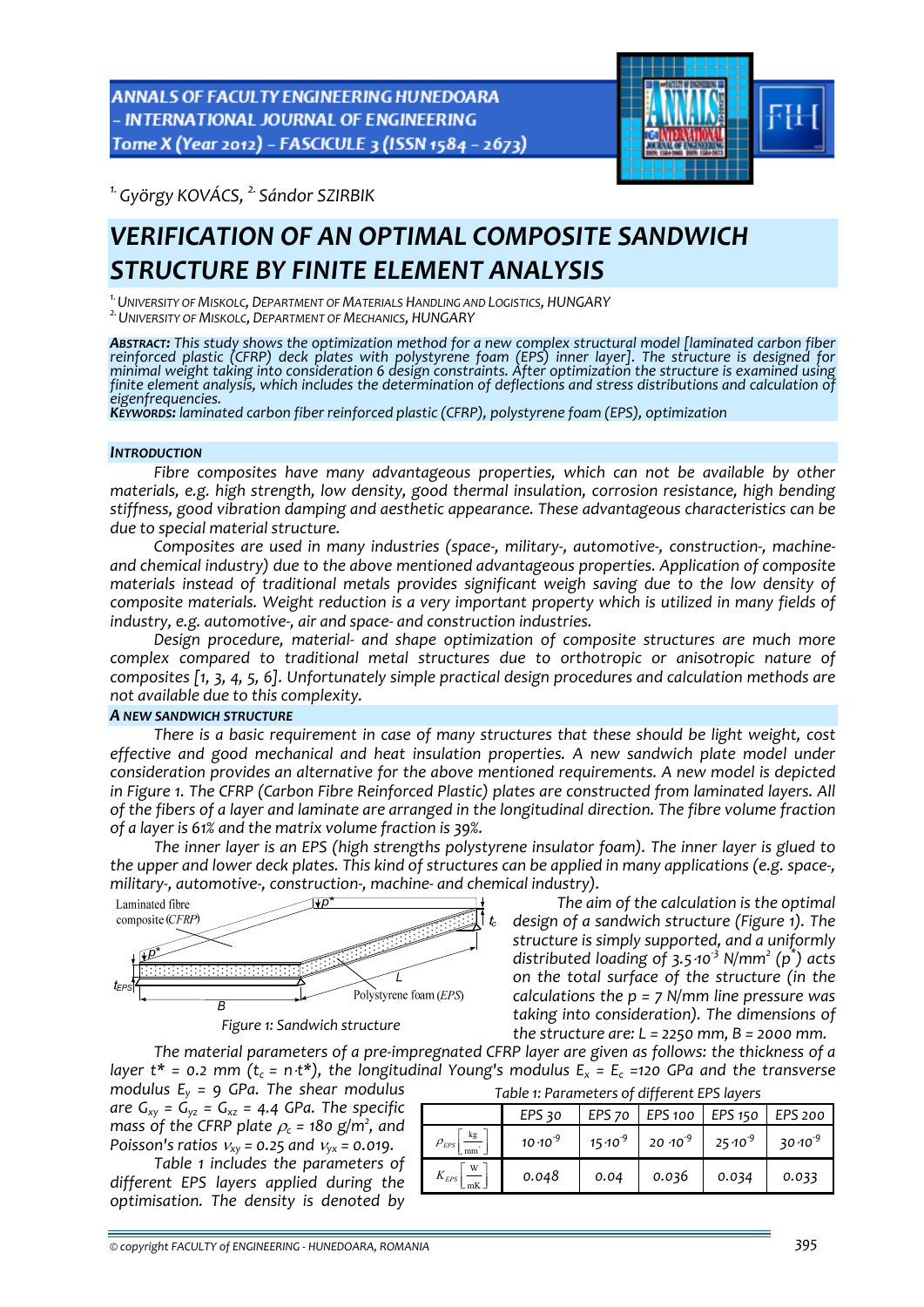[1.] György KOVÁCS, [2.] Sándor SZIRBIK

# VERIFICATION OF AN OPTIMAL COMPOSITE SANDWICH STRUCTURE BY FINITE ELEMENT ANALYSIS

[1.] UNIVERSITY OF MISKOLC, DEPARTMENT OF MATERIALS HANDLING AND LOGISTICS, HUNGARY
[2.] UNIVERSITY OF MISKOLC, DEPARTMENT OF MECHANICS, HUNGARY

**ABSTRACT:** *This study shows the optimization method for a new complex structural model [laminated carbon fiber reinforced plastic (CFRP) deck plates with polystyrene foam (EPS) inner layer]. The structure is designed for minimal weight taking into consideration 6 design constraints. After optimization the structure is examined using finite element analysis, which includes the determination of deflections and stress distributions and calculation of eigenfrequencies.*
**KEYWORDS:** *laminated carbon fiber reinforced plastic (CFRP), polystyrene foam (EPS), optimization*

## INTRODUCTION

*Fibre composites have many advantageous properties, which can not be available by other materials, e.g. high strength, low density, good thermal insulation, corrosion resistance, high bending stiffness, good vibration damping and aesthetic appearance. These advantageous characteristics can be due to special material structure.*

*Composites are used in many industries (space-, military-, automotive-, construction-, machine- and chemical industry) due to the above mentioned advantageous properties. Application of composite materials instead of traditional metals provides significant weigh saving due to the low density of composite materials. Weight reduction is a very important property which is utilized in many fields of industry, e.g. automotive-, air and space- and construction industries.*

*Design procedure, material- and shape optimization of composite structures are much more complex compared to traditional metal structures due to orthotropic or anisotropic nature of composites [1, 3, 4, 5, 6]. Unfortunately simple practical design procedures and calculation methods are not available due to this complexity.*

## A NEW SANDWICH STRUCTURE

*There is a basic requirement in case of many structures that these should be light weight, cost effective and good mechanical and heat insulation properties. A new sandwich plate model under consideration provides an alternative for the above mentioned requirements. A new model is depicted in Figure 1. The CFRP (Carbon Fibre Reinforced Plastic) plates are constructed from laminated layers. All of the fibers of a layer and laminate are arranged in the longitudinal direction. The fibre volume fraction of a layer is 61% and the matrix volume fraction is 39%.*

*The inner layer is an EPS (high strengths polystyrene insulator foam). The inner layer is glued to the upper and lower deck plates. This kind of structures can be applied in many applications (e.g. space-, military-, automotive-, construction-, machine- and chemical industry).*

*Figure 1: Sandwich structure*

*The aim of the calculation is the optimal design of a sandwich structure (Figure 1). The structure is simply supported, and a uniformly distributed loading of $3.5\cdot10^{-3}$ N/mm$^2$ ($p^*$) acts on the total surface of the structure (in the calculations the p = 7 N/mm line pressure was taking into consideration). The dimensions of the structure are: L = 2250 mm, B = 2000 mm.*

*The material parameters of a pre-impregnated CFRP layer are given as follows: the thickness of a layer $t^* = 0.2$ mm ($t_c = n\cdot t^*$), the longitudinal Young's modulus $E_x = E_c$ =120 GPa and the transverse modulus $E_y$ = 9 GPa. The shear modulus are $G_{xy} = G_{yz} = G_{xz}$ = 4.4 GPa. The specific mass of the CFRP plate $\rho_c$ = 180 g/m$^2$, and Poisson's ratios $\nu_{xy}$ = 0.25 and $\nu_{yx}$ = 0.019.*

*Table 1 includes the parameters of different EPS layers applied during the optimisation. The density is denoted by*

*Table 1: Parameters of different EPS layers*

| | EPS 30 | EPS 70 | EPS 100 | EPS 150 | EPS 200 |
|---|---|---|---|---|---|
| $\rho_{EPS}\left[\frac{kg}{mm^3}\right]$ | $10\cdot10^{-9}$ | $15\cdot10^{-9}$ | $20\cdot10^{-9}$ | $25\cdot10^{-9}$ | $30\cdot10^{-9}$ |
| $K_{EPS}\left[\frac{W}{mK}\right]$ | 0.048 | 0.04 | 0.036 | 0.034 | 0.033 |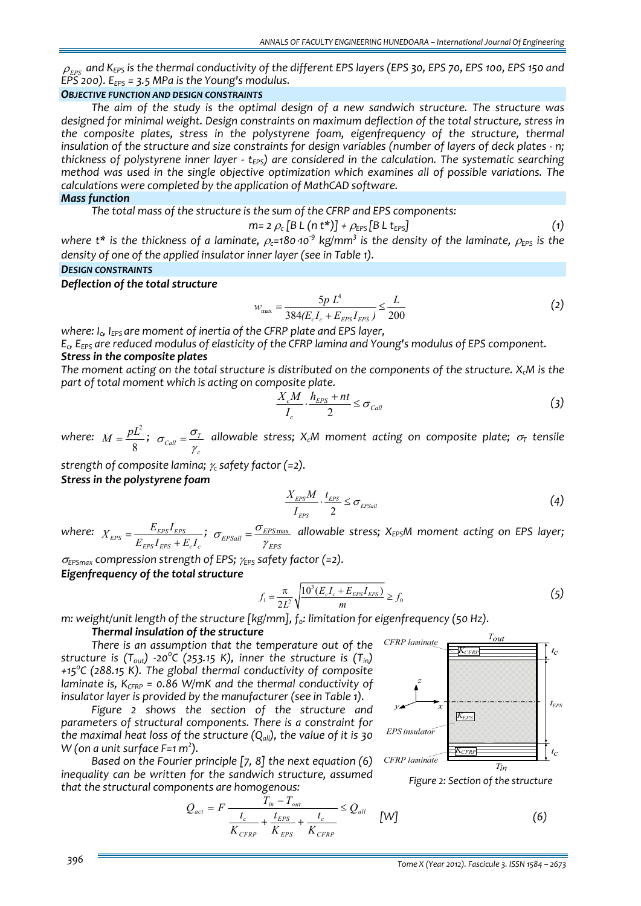$\rho_{EPS}$ *and* $K_{EPS}$ *is the thermal conductivity of the different EPS layers (EPS 30, EPS 70, EPS 100, EPS 150 and EPS 200).* $E_{EPS}$ *= 3.5 MPa is the Young's modulus.*

### OBJECTIVE FUNCTION AND DESIGN CONSTRAINTS

*The aim of the study is the optimal design of a new sandwich structure. The structure was designed for minimal weight. Design constraints on maximum deflection of the total structure, stress in the composite plates, stress in the polystyrene foam, eigenfrequency of the structure, thermal insulation of the structure and size constraints for design variables (number of layers of deck plates - n; thickness of polystyrene inner layer -* $t_{EPS}$*) are considered in the calculation. The systematic searching method was used in the single objective optimization which examines all of possible variations. The calculations were completed by the application of MathCAD software.*

### Mass function

*The total mass of the structure is the sum of the CFRP and EPS components:*

$$m = 2\,\rho_c\,[B\,L\,(n\,t^*)] + \rho_{EPS}\,[B\,L\,t_{EPS}] \tag{1}$$

*where t\* is the thickness of a laminate,* $\rho_c = 180\cdot 10^{-9}$ *kg/mm*$^3$ *is the density of the laminate,* $\rho_{EPS}$ *is the density of one of the applied insulator inner layer (see in Table 1).*

### DESIGN CONSTRAINTS

#### Deflection of the total structure

$$w_{max} = \frac{5p\,L^4}{384(E_c I_c + E_{EPS} I_{EPS})} \le \frac{L}{200} \tag{2}$$

*where:* $I_c$*,* $I_{EPS}$ *are moment of inertia of the CFRP plate and EPS layer,*

$E_c$*,* $E_{EPS}$ *are reduced modulus of elasticity of the CFRP lamina and Young's modulus of EPS component.*

#### Stress in the composite plates

*The moment acting on the total structure is distributed on the components of the structure.* $X_c M$ *is the part of total moment which is acting on composite plate.*

$$\frac{X_c M}{I_c}\cdot\frac{h_{EPS} + nt}{2} \le \sigma_{Call} \tag{3}$$

*where:* $M = \dfrac{pL^2}{8}$*;* $\sigma_{Call} = \dfrac{\sigma_T}{\gamma_c}$ *allowable stress;* $X_c M$ *moment acting on composite plate;* $\sigma_T$ *tensile strength of composite lamina;* $\gamma_c$ *safety factor (=2).*

#### Stress in the polystyrene foam

$$\frac{X_{EPS} M}{I_{EPS}}\cdot\frac{t_{EPS}}{2} \le \sigma_{EPSall} \tag{4}$$

*where:* $X_{EPS} = \dfrac{E_{EPS} I_{EPS}}{E_{EPS} I_{EPS} + E_c I_c}$*;* $\sigma_{EPSall} = \dfrac{\sigma_{EPS\max}}{\gamma_{EPS}}$ *allowable stress;* $X_{EPS} M$ *moment acting on EPS layer;* $\sigma_{EPSmax}$ *compression strength of EPS;* $\gamma_{EPS}$ *safety factor (=2).*

#### Eigenfrequency of the total structure

$$f_1 = \frac{\pi}{2L^2}\sqrt{\frac{10^3(E_c I_c + E_{EPS} I_{EPS})}{m}} \ge f_0 \tag{5}$$

*m: weight/unit length of the structure [kg/mm],* $f_0$*: limitation for eigenfrequency (50 Hz).*

#### Thermal insulation of the structure

*There is an assumption that the temperature out of the structure is (*$T_{out}$*) -20°C (253.15 K), inner the structure is (*$T_{in}$*) +15°C (288.15 K). The global thermal conductivity of composite laminate is,* $K_{CFRP}$ *= 0.86 W/mK and the thermal conductivity of insulator layer is provided by the manufacturer (see in Table 1).*

*Figure 2 shows the section of the structure and parameters of structural components. There is a constraint for the maximal heat loss of the structure (*$Q_{all}$*), the value of it is 30 W (on a unit surface F=1 m*$^2$*).*

*Based on the Fourier principle [7, 8] the next equation (6) inequality can be written for the sandwich structure, assumed that the structural components are homogenous:*

*Figure 2: Section of the structure*

$$Q_{act} = F\,\frac{T_{in} - T_{out}}{\dfrac{t_c}{K_{CFRP}} + \dfrac{t_{EPS}}{K_{EPS}} + \dfrac{t_c}{K_{CFRP}}} \le Q_{all} \quad [W] \tag{6}$$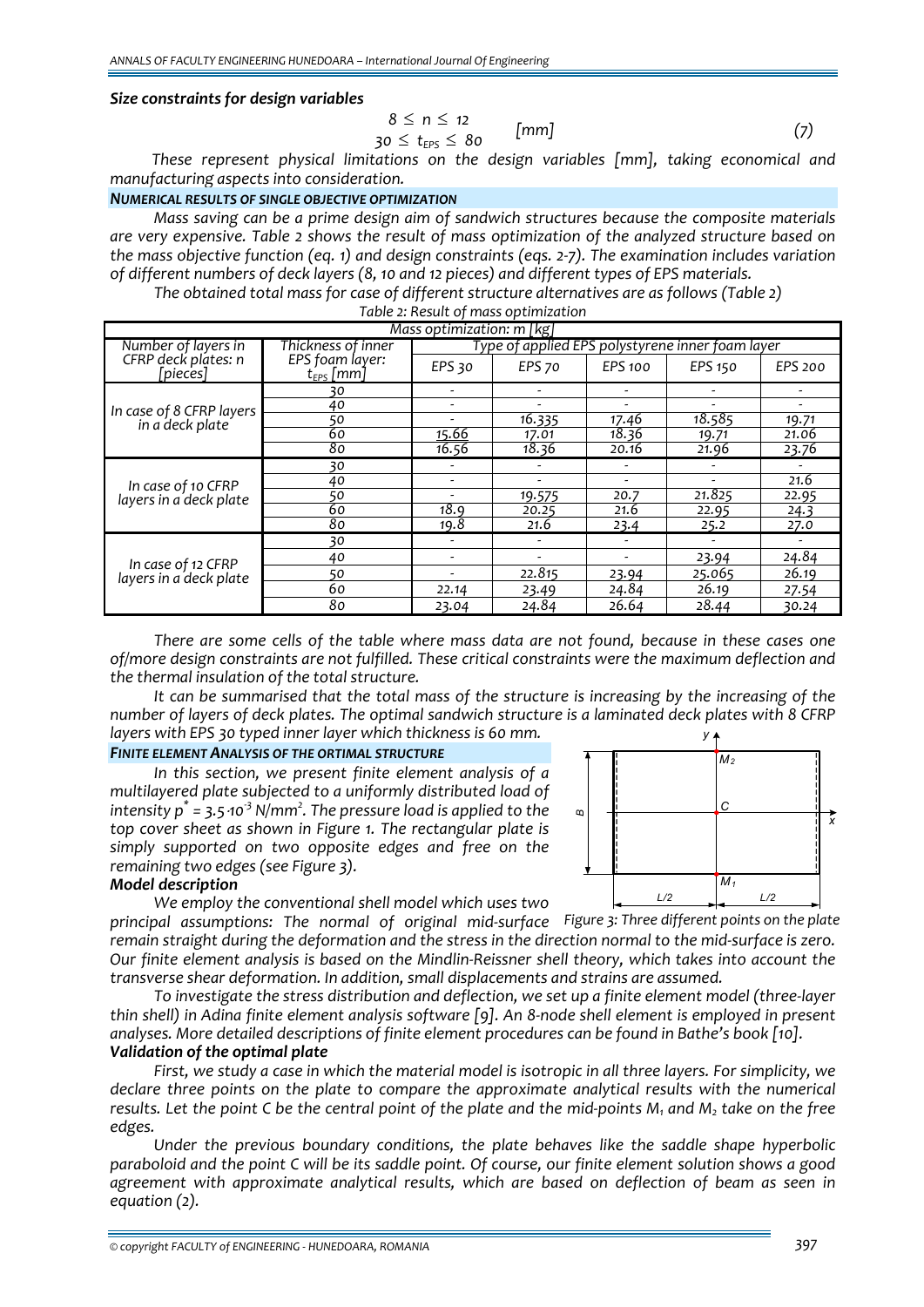***Size constraints for design variables***

$$8 \leq n \leq 12$$
$$30 \leq t_{EPS} \leq 80 \quad [mm] \qquad (7)$$

*These represent physical limitations on the design variables [mm], taking economical and manufacturing aspects into consideration.*

***NUMERICAL RESULTS OF SINGLE OBJECTIVE OPTIMIZATION***

*Mass saving can be a prime design aim of sandwich structures because the composite materials are very expensive. Table 2 shows the result of mass optimization of the analyzed structure based on the mass objective function (eq. 1) and design constraints (eqs. 2-7). The examination includes variation of different numbers of deck layers (8, 10 and 12 pieces) and different types of EPS materials.*

*The obtained total mass for case of different structure alternatives are as follows (Table 2)*

*Table 2: Result of mass optimization*

| Mass optimization: m [kg] | | | | | | |
|---|---|---|---|---|---|---|
| Number of layers in CFRP deck plates: n [pieces] | Thickness of inner EPS foam layer: $t_{EPS}$ [mm] | Type of applied EPS polystyrene inner foam layer | | | | |
| | | EPS 30 | EPS 70 | EPS 100 | EPS 150 | EPS 200 |
| In case of 8 CFRP layers in a deck plate | 30 | - | - | - | - | - |
| | 40 | - | - | - | - | - |
| | 50 | - | 16.335 | 17.46 | 18.585 | 19.71 |
| | 60 | 15.66 | 17.01 | 18.36 | 19.71 | 21.06 |
| | 80 | 16.56 | 18.36 | 20.16 | 21.96 | 23.76 |
| In case of 10 CFRP layers in a deck plate | 30 | - | - | - | - | - |
| | 40 | - | - | - | - | 21.6 |
| | 50 | - | 19.575 | 20.7 | 21.825 | 22.95 |
| | 60 | 18.9 | 20.25 | 21.6 | 22.95 | 24.3 |
| | 80 | 19.8 | 21.6 | 23.4 | 25.2 | 27.0 |
| In case of 12 CFRP layers in a deck plate | 30 | - | - | - | - | - |
| | 40 | - | - | - | 23.94 | 24.84 |
| | 50 | - | 22.815 | 23.94 | 25.065 | 26.19 |
| | 60 | 22.14 | 23.49 | 24.84 | 26.19 | 27.54 |
| | 80 | 23.04 | 24.84 | 26.64 | 28.44 | 30.24 |

*There are some cells of the table where mass data are not found, because in these cases one of/more design constraints are not fulfilled. These critical constraints were the maximum deflection and the thermal insulation of the total structure.*

*It can be summarised that the total mass of the structure is increasing by the increasing of the number of layers of deck plates. The optimal sandwich structure is a laminated deck plates with 8 CFRP layers with EPS 30 typed inner layer which thickness is 60 mm.*

***FINITE ELEMENT ANALYSIS OF THE ORTIMAL STRUCTURE***

*In this section, we present finite element analysis of a multilayered plate subjected to a uniformly distributed load of intensity $p^* = 3.5 \cdot 10^{-3}$ N/mm$^2$. The pressure load is applied to the top cover sheet as shown in Figure 1. The rectangular plate is simply supported on two opposite edges and free on the remaining two edges (see Figure 3).*

*Figure 3: Three different points on the plate*

***Model description***

*We employ the conventional shell model which uses two principal assumptions: The normal of original mid-surface remain straight during the deformation and the stress in the direction normal to the mid-surface is zero. Our finite element analysis is based on the Mindlin-Reissner shell theory, which takes into account the transverse shear deformation. In addition, small displacements and strains are assumed.*

*To investigate the stress distribution and deflection, we set up a finite element model (three-layer thin shell) in Adina finite element analysis software [9]. An 8-node shell element is employed in present analyses. More detailed descriptions of finite element procedures can be found in Bathe's book [10].*

***Validation of the optimal plate***

*First, we study a case in which the material model is isotropic in all three layers. For simplicity, we declare three points on the plate to compare the approximate analytical results with the numerical results. Let the point C be the central point of the plate and the mid-points $M_1$ and $M_2$ take on the free edges.*

*Under the previous boundary conditions, the plate behaves like the saddle shape hyperbolic paraboloid and the point C will be its saddle point. Of course, our finite element solution shows a good agreement with approximate analytical results, which are based on deflection of beam as seen in equation (2).*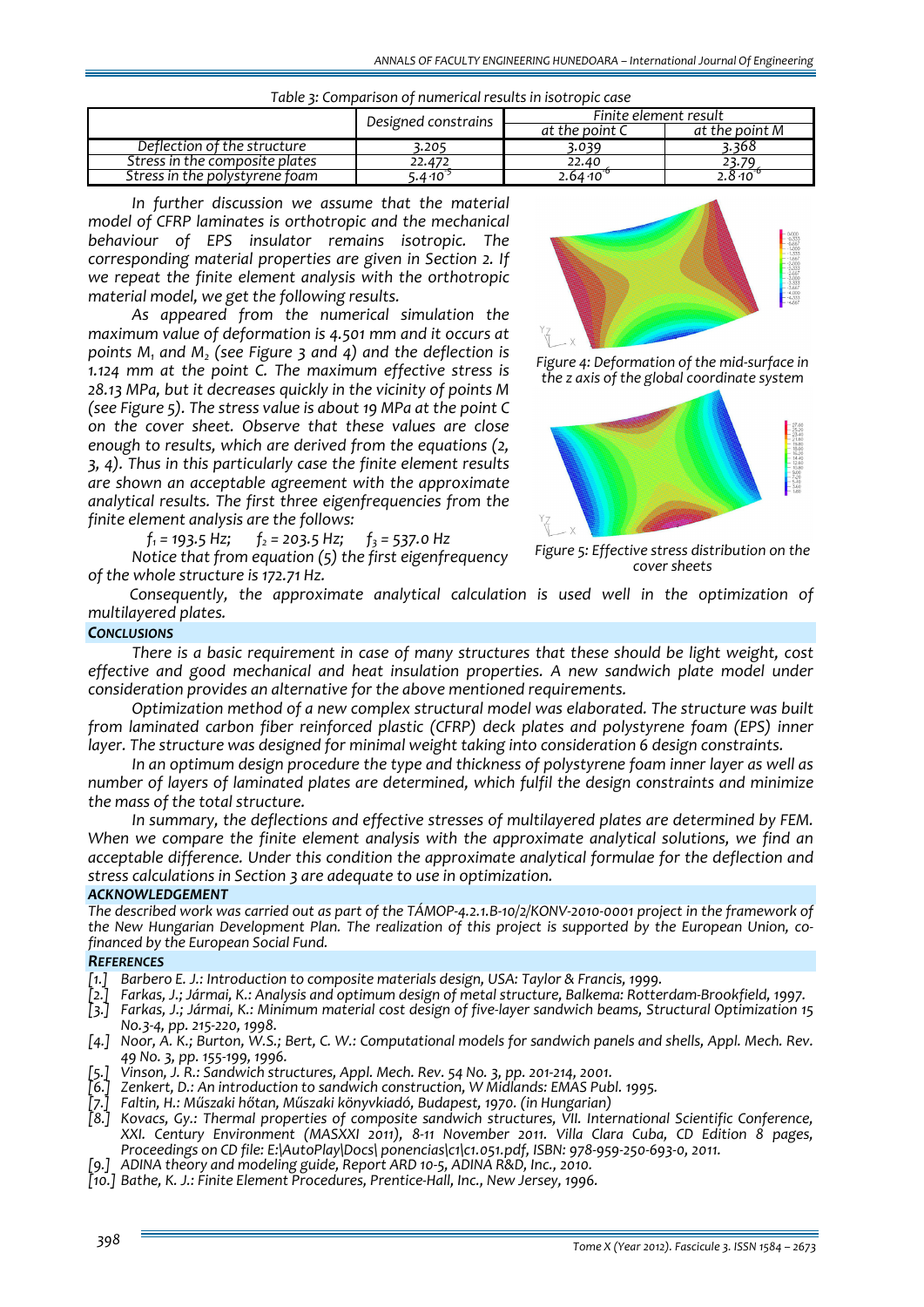Table 3: Comparison of numerical results in isotropic case

| | Designed constrains | Finite element result | |
|---|---|---|---|
| | | at the point C | at the point M |
| Deflection of the structure | 3.205 | 3.039 | 3.368 |
| Stress in the composite plates | 22.472 | 22.40 | 23.79 |
| Stress in the polystyrene foam | $5.4 \cdot 10^{-5}$ | $2.64 \cdot 10^{-6}$ | $2.8 \cdot 10^{-6}$ |

In further discussion we assume that the material model of CFRP laminates is orthotropic and the mechanical behaviour of EPS insulator remains isotropic. The corresponding material properties are given in Section 2. If we repeat the finite element analysis with the orthotropic material model, we get the following results.

As appeared from the numerical simulation the maximum value of deformation is 4.501 mm and it occurs at points $M_1$ and $M_2$ (see Figure 3 and 4) and the deflection is 1.124 mm at the point C. The maximum effective stress is 28.13 MPa, but it decreases quickly in the vicinity of points M (see Figure 5). The stress value is about 19 MPa at the point C on the cover sheet. Observe that these values are close enough to results, which are derived from the equations (2, 3, 4). Thus in this particulary case the finite element results are shown an acceptable agreement with the approximate analytical results. The first three eigenfrequencies from the finite element analysis are the follows:

$f_1 = 193.5$ Hz; $f_2 = 203.5$ Hz; $f_3 = 537.0$ Hz

Notice that from equation (5) the first eigenfrequency of the whole structure is 172.71 Hz.

Figure 4: Deformation of the mid-surface in the z axis of the global coordinate system

Figure 5: Effective stress distribution on the cover sheets

Consequently, the approximate analytical calculation is used well in the optimization of multilayered plates.

## CONCLUSIONS

There is a basic requirement in case of many structures that these should be light weight, cost effective and good mechanical and heat insulation properties. A new sandwich plate model under consideration provides an alternative for the above mentioned requirements.

Optimization method of a new complex structural model was elaborated. The structure was built from laminated carbon fiber reinforced plastic (CFRP) deck plates and polystyrene foam (EPS) inner layer. The structure was designed for minimal weight taking into consideration 6 design constraints.

In an optimum design procedure the type and thickness of polystyrene foam inner layer as well as number of layers of laminated plates are determined, which fulfil the design constraints and minimize the mass of the total structure.

In summary, the deflections and effective stresses of multilayered plates are determined by FEM. When we compare the finite element analysis with the approximate analytical solutions, we find an acceptable difference. Under this condition the approximate analytical formulae for the deflection and stress calculations in Section 3 are adequate to use in optimization.

## ACKNOWLEDGEMENT

*The described work was carried out as part of the TÁMOP-4.2.1.B-10/2/KONV-2010-0001 project in the framework of the New Hungarian Development Plan. The realization of this project is supported by the European Union, co-financed by the European Social Fund.*

## REFERENCES

[1.] Barbero E. J.: Introduction to composite materials design, USA: Taylor & Francis, 1999.
[2.] Farkas, J.; Jármai, K.: Analysis and optimum design of metal structure, Balkema: Rotterdam-Brookfield, 1997.
[3.] Farkas, J.; Jármai, K.: Minimum material cost design of five-layer sandwich beams, Structural Optimization 15 No.3-4, pp. 215-220, 1998.
[4.] Noor, A. K.; Burton, W.S.; Bert, C. W.: Computational models for sandwich panels and shells, Appl. Mech. Rev. 49 No. 3, pp. 155-199, 1996.
[5.] Vinson, J. R.: Sandwich structures, Appl. Mech. Rev. 54 No. 3, pp. 201-214, 2001.
[6.] Zenkert, D.: An introduction to sandwich construction, W Midlands: EMAS Publ. 1995.
[7.] Faltin, H.: Műszaki hőtan, Műszaki könyvkiadó, Budapest, 1970. (in Hungarian)
[8.] Kovacs, Gy.: Thermal properties of composite sandwich structures, VII. International Scientific Conference, XXI. Century Environment (MASXXI 2011), 8-11 November 2011. Villa Clara Cuba, CD Edition 8 pages, Proceedings on CD file: E:\AutoPlay\Docs\ ponencias\c1\c1.051.pdf, ISBN: 978-959-250-693-0, 2011.
[9.] ADINA theory and modeling guide, Report ARD 10-5, ADINA R&D, Inc., 2010.
[10.] Bathe, K. J.: Finite Element Procedures, Prentice-Hall, Inc., New Jersey, 1996.